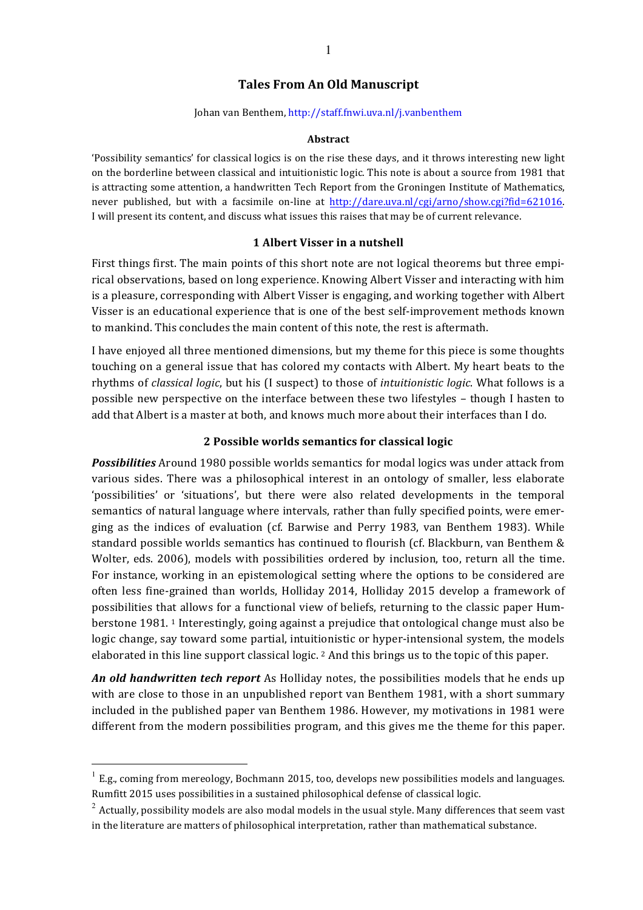# Tales From An Old Manuscript

Johan van Benthem, http://staff.fnwi.uva.nl/j.vanbenthem

### Abstract

'Possibility semantics' for classical logics is on the rise these days, and it throws interesting new light on the borderline between classical and intuitionistic logic. This note is about a source from 1981 that is attracting some attention, a handwritten Tech Report from the Groningen Institute of Mathematics, never published, but with a facsimile on-line at http://dare.uva.nl/cgi/arno/show.cgi?fid=621016. I will present its content, and discuss what issues this raises that may be of current relevance.

## 1 Albert Visser in a nutshell

First things first. The main points of this short note are not logical theorems but three empirical observations, based on long experience. Knowing Albert Visser and interacting with him is a pleasure, corresponding with Albert Visser is engaging, and working together with Albert Visser is an educational experience that is one of the best self-improvement methods known to mankind. This concludes the main content of this note, the rest is aftermath.

I have enjoyed all three mentioned dimensions, but my theme for this piece is some thoughts touching on a general issue that has colored my contacts with Albert. My heart beats to the rhythms of *classical logic*, but his (I suspect) to those of *intuitionistic logic*. What follows is a possible new perspective on the interface between these two lifestyles – though I hasten to add that Albert is a master at both, and knows much more about their interfaces than I do.

## 2 Possible worlds semantics for classical logic

***Possibilities*** Around 1980 possible worlds semantics for modal logics was under attack from various sides. There was a philosophical interest in an ontology of smaller, less elaborate 'possibilities' or 'situations', but there were also related developments in the temporal semantics of natural language where intervals, rather than fully specified points, were emerging as the indices of evaluation (cf. Barwise and Perry 1983, van Benthem 1983). While standard possible worlds semantics has continued to flourish (cf. Blackburn, van Benthem & Wolter, eds. 2006), models with possibilities ordered by inclusion, too, return all the time. For instance, working in an epistemological setting where the options to be considered are often less fine-grained than worlds, Holliday 2014, Holliday 2015 develop a framework of possibilities that allows for a functional view of beliefs, returning to the classic paper Humberstone 1981. [1] Interestingly, going against a prejudice that ontological change must also be logic change, say toward some partial, intuitionistic or hyper-intensional system, the models elaborated in this line support classical logic. [2] And this brings us to the topic of this paper.

***An old handwritten tech report*** As Holliday notes, the possibilities models that he ends up with are close to those in an unpublished report van Benthem 1981, with a short summary included in the published paper van Benthem 1986. However, my motivations in 1981 were different from the modern possibilities program, and this gives me the theme for this paper.

---

[1] E.g., coming from mereology, Bochmann 2015, too, develops new possibilities models and languages. Rumfitt 2015 uses possibilities in a sustained philosophical defense of classical logic.

[2] Actually, possibility models are also modal models in the usual style. Many differences that seem vast in the literature are matters of philosophical interpretation, rather than mathematical substance.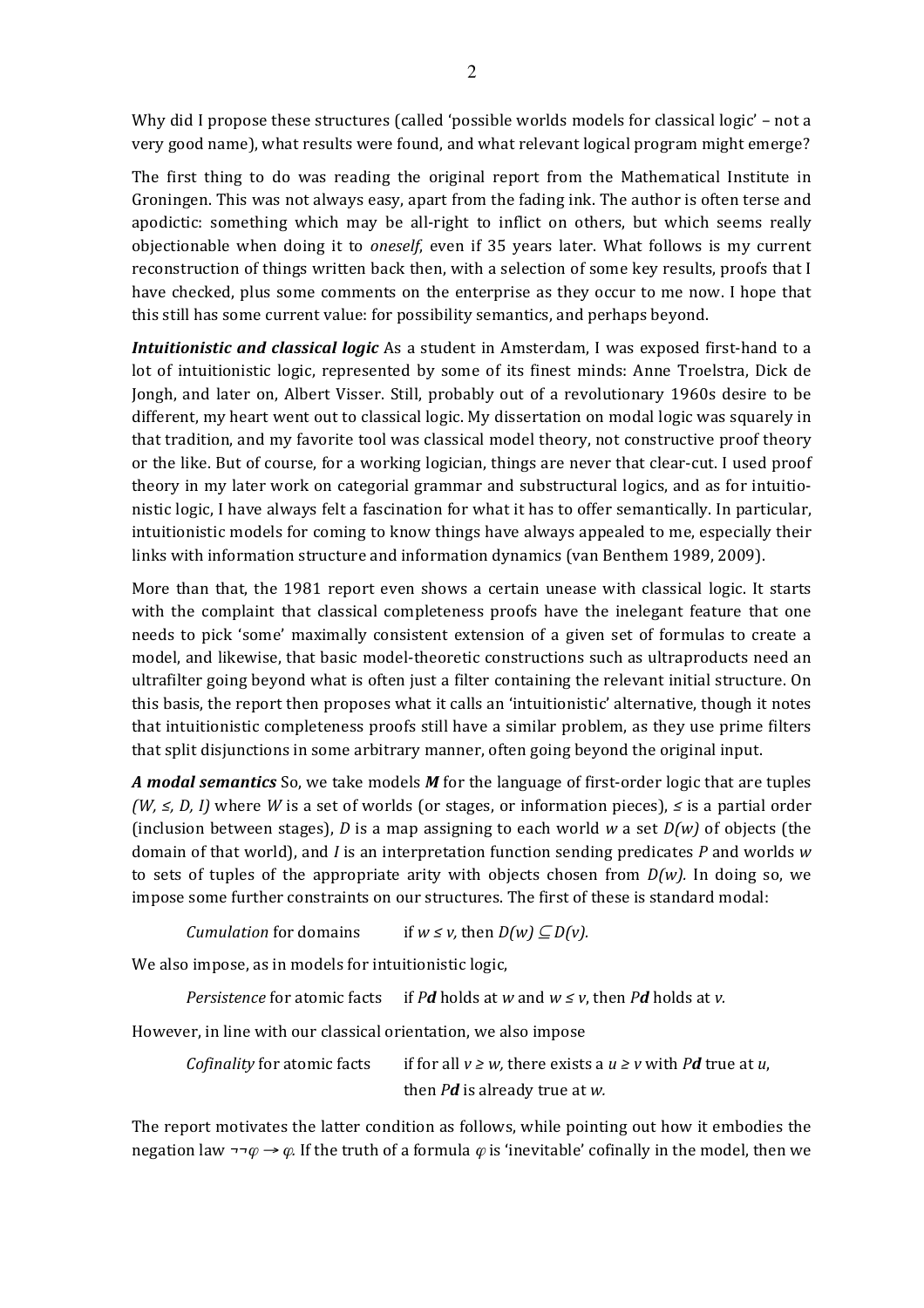Why did I propose these structures (called 'possible worlds models for classical logic' – not a very good name), what results were found, and what relevant logical program might emerge?

The first thing to do was reading the original report from the Mathematical Institute in Groningen. This was not always easy, apart from the fading ink. The author is often terse and apodictic: something which may be all-right to inflict on others, but which seems really objectionable when doing it to *oneself*, even if 35 years later. What follows is my current reconstruction of things written back then, with a selection of some key results, proofs that I have checked, plus some comments on the enterprise as they occur to me now. I hope that this still has some current value: for possibility semantics, and perhaps beyond.

***Intuitionistic and classical logic*** As a student in Amsterdam, I was exposed first-hand to a lot of intuitionistic logic, represented by some of its finest minds: Anne Troelstra, Dick de Jongh, and later on, Albert Visser. Still, probably out of a revolutionary 1960s desire to be different, my heart went out to classical logic. My dissertation on modal logic was squarely in that tradition, and my favorite tool was classical model theory, not constructive proof theory or the like. But of course, for a working logician, things are never that clear-cut. I used proof theory in my later work on categorial grammar and substructural logics, and as for intuitionistic logic, I have always felt a fascination for what it has to offer semantically. In particular, intuitionistic models for coming to know things have always appealed to me, especially their links with information structure and information dynamics (van Benthem 1989, 2009).

More than that, the 1981 report even shows a certain unease with classical logic. It starts with the complaint that classical completeness proofs have the inelegant feature that one needs to pick 'some' maximally consistent extension of a given set of formulas to create a model, and likewise, that basic model-theoretic constructions such as ultraproducts need an ultrafilter going beyond what is often just a filter containing the relevant initial structure. On this basis, the report then proposes what it calls an 'intuitionistic' alternative, though it notes that intuitionistic completeness proofs still have a similar problem, as they use prime filters that split disjunctions in some arbitrary manner, often going beyond the original input.

***A modal semantics*** So, we take models $\boldsymbol{M}$ for the language of first-order logic that are tuples $(W, \leq, D, I)$ where $W$ is a set of worlds (or stages, or information pieces), $\leq$ is a partial order (inclusion between stages), $D$ is a map assigning to each world $w$ a set $D(w)$ of objects (the domain of that world), and $I$ is an interpretation function sending predicates $P$ and worlds $w$ to sets of tuples of the appropriate arity with objects chosen from $D(w)$. In doing so, we impose some further constraints on our structures. The first of these is standard modal:

*Cumulation* for domains if $w \leq v$, then $D(w) \subseteq D(v)$.

We also impose, as in models for intuitionistic logic,

*Persistence* for atomic facts if $P\boldsymbol{d}$ holds at $w$ and $w \leq v$, then $P\boldsymbol{d}$ holds at $v$.

However, in line with our classical orientation, we also impose

*Cofinality* for atomic facts if for all $v \geq w$, there exists a $u \geq v$ with $P\boldsymbol{d}$ true at $u$, then $P\boldsymbol{d}$ is already true at $w$.

The report motivates the latter condition as follows, while pointing out how it embodies the negation law $\neg\neg\varphi \rightarrow \varphi$. If the truth of a formula $\varphi$ is 'inevitable' cofinally in the model, then we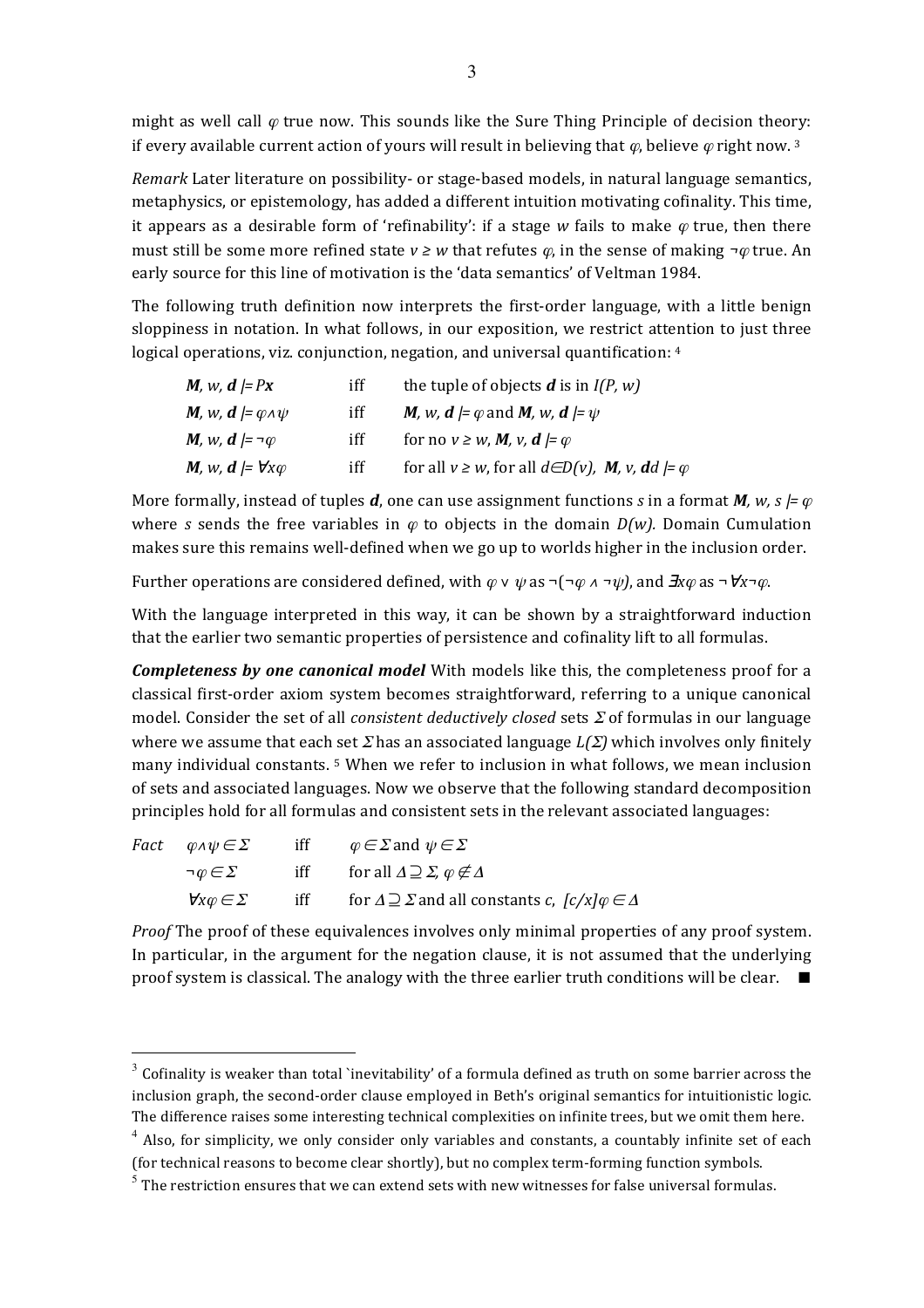might as well call $\varphi$ true now. This sounds like the Sure Thing Principle of decision theory: if every available current action of yours will result in believing that $\varphi$, believe $\varphi$ right now. [3]

*Remark* Later literature on possibility- or stage-based models, in natural language semantics, metaphysics, or epistemology, has added a different intuition motivating cofinality. This time, it appears as a desirable form of 'refinability': if a stage $w$ fails to make $\varphi$ true, then there must still be some more refined state $v \geq w$ that refutes $\varphi$, in the sense of making $\neg\varphi$ true. An early source for this line of motivation is the 'data semantics' of Veltman 1984.

The following truth definition now interprets the first-order language, with a little benign sloppiness in notation. In what follows, in our exposition, we restrict attention to just three logical operations, viz. conjunction, negation, and universal quantification: [4]

| | | |
|---|---|---|
| $\boldsymbol{M}, w, \boldsymbol{d} \models P\boldsymbol{x}$ | iff | the tuple of objects $\boldsymbol{d}$ is in $I(P, w)$ |
| $\boldsymbol{M}, w, \boldsymbol{d} \models \varphi \wedge \psi$ | iff | $\boldsymbol{M}, w, \boldsymbol{d} \models \varphi$ and $\boldsymbol{M}, w, \boldsymbol{d} \models \psi$ |
| $\boldsymbol{M}, w, \boldsymbol{d} \models \neg\varphi$ | iff | for no $v \geq w$, $\boldsymbol{M}, v, \boldsymbol{d} \models \varphi$ |
| $\boldsymbol{M}, w, \boldsymbol{d} \models \forall x\varphi$ | iff | for all $v \geq w$, for all $d \in D(v)$, $\boldsymbol{M}, v, \boldsymbol{d}d \models \varphi$ |

More formally, instead of tuples $\boldsymbol{d}$, one can use assignment functions $s$ in a format $\boldsymbol{M}, w, s \models \varphi$ where $s$ sends the free variables in $\varphi$ to objects in the domain $D(w)$. Domain Cumulation makes sure this remains well-defined when we go up to worlds higher in the inclusion order.

Further operations are considered defined, with $\varphi \vee \psi$ as $\neg(\neg\varphi \wedge \neg\psi)$, and $\exists x\varphi$ as $\neg\forall x\neg\varphi$.

With the language interpreted in this way, it can be shown by a straightforward induction that the earlier two semantic properties of persistence and cofinality lift to all formulas.

***Completeness by one canonical model*** With models like this, the completeness proof for a classical first-order axiom system becomes straightforward, referring to a unique canonical model. Consider the set of all *consistent deductively closed* sets $\Sigma$ of formulas in our language where we assume that each set $\Sigma$ has an associated language $L(\Sigma)$ which involves only finitely many individual constants. [5] When we refer to inclusion in what follows, we mean inclusion of sets and associated languages. Now we observe that the following standard decomposition principles hold for all formulas and consistent sets in the relevant associated languages:

| | | | |
|---|---|---|---|
| *Fact* | $\varphi \wedge \psi \in \Sigma$ | iff | $\varphi \in \Sigma$ and $\psi \in \Sigma$ |
| | $\neg\varphi \in \Sigma$ | iff | for all $\Delta \supseteq \Sigma$, $\varphi \notin \Delta$ |
| | $\forall x\varphi \in \Sigma$ | iff | for $\Delta \supseteq \Sigma$ and all constants $c$, $[c/x]\varphi \in \Delta$ |

*Proof* The proof of these equivalences involves only minimal properties of any proof system. In particular, in the argument for the negation clause, it is not assumed that the underlying proof system is classical. The analogy with the three earlier truth conditions will be clear. ■

---

[3] Cofinality is weaker than total `inevitability' of a formula defined as truth on some barrier across the inclusion graph, the second-order clause employed in Beth's original semantics for intuitionistic logic. The difference raises some interesting technical complexities on infinite trees, but we omit them here.

[4] Also, for simplicity, we only consider only variables and constants, a countably infinite set of each (for technical reasons to become clear shortly), but no complex term-forming function symbols.

[5] The restriction ensures that we can extend sets with new witnesses for false universal formulas.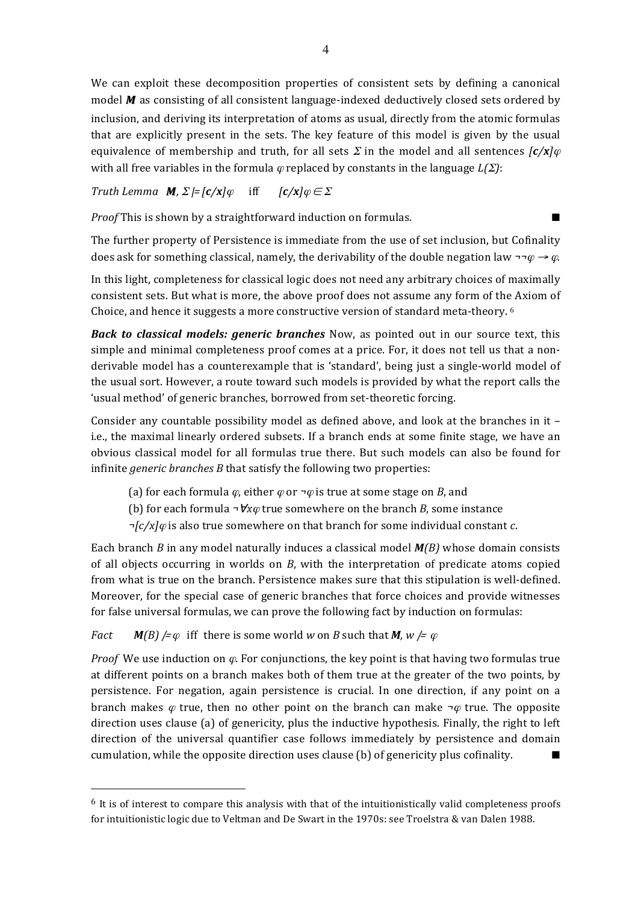We can exploit these decomposition properties of consistent sets by defining a canonical model ***M*** as consisting of all consistent language-indexed deductively closed sets ordered by inclusion, and deriving its interpretation of atoms as usual, directly from the atomic formulas that are explicitly present in the sets. The key feature of this model is given by the usual equivalence of membership and truth, for all sets $\Sigma$ in the model and all sentences $[c/x]\varphi$ with all free variables in the formula $\varphi$ replaced by constants in the language $L(\Sigma)$:

*Truth Lemma* $\boldsymbol{M}, \Sigma \models [c/x]\varphi$ iff $[c/x]\varphi \in \Sigma$

*Proof* This is shown by a straightforward induction on formulas. ■

The further property of Persistence is immediate from the use of set inclusion, but Cofinality does ask for something classical, namely, the derivability of the double negation law $\neg\neg\varphi \rightarrow \varphi$.

In this light, completeness for classical logic does not need any arbitrary choices of maximally consistent sets. But what is more, the above proof does not assume any form of the Axiom of Choice, and hence it suggests a more constructive version of standard meta-theory. [6]

***Back to classical models: generic branches*** Now, as pointed out in our source text, this simple and minimal completeness proof comes at a price. For, it does not tell us that a non-derivable model has a counterexample that is 'standard', being just a single-world model of the usual sort. However, a route toward such models is provided by what the report calls the 'usual method' of generic branches, borrowed from set-theoretic forcing.

Consider any countable possibility model as defined above, and look at the branches in it – i.e., the maximal linearly ordered subsets. If a branch ends at some finite stage, we have an obvious classical model for all formulas true there. But such models can also be found for infinite *generic branches B* that satisfy the following two properties:

(a) for each formula $\varphi$, either $\varphi$ or $\neg\varphi$ is true at some stage on *B*, and
(b) for each formula $\neg\forall x\varphi$ true somewhere on the branch *B*, some instance $\neg[c/x]\varphi$ is also true somewhere on that branch for some individual constant *c*.

Each branch *B* in any model naturally induces a classical model $\boldsymbol{M}(B)$ whose domain consists of all objects occurring in worlds on *B*, with the interpretation of predicate atoms copied from what is true on the branch. Persistence makes sure that this stipulation is well-defined. Moreover, for the special case of generic branches that force choices and provide witnesses for false universal formulas, we can prove the following fact by induction on formulas:

*Fact* $\boldsymbol{M}(B) \models \varphi$ iff there is some world *w* on *B* such that $\boldsymbol{M}, w \models \varphi$

*Proof* We use induction on $\varphi$. For conjunctions, the key point is that having two formulas true at different points on a branch makes both of them true at the greater of the two points, by persistence. For negation, again persistence is crucial. In one direction, if any point on a branch makes $\varphi$ true, then no other point on the branch can make $\neg\varphi$ true. The opposite direction uses clause (a) of genericity, plus the inductive hypothesis. Finally, the right to left direction of the universal quantifier case follows immediately by persistence and domain cumulation, while the opposite direction uses clause (b) of genericity plus cofinality. ■

---

[6] It is of interest to compare this analysis with that of the intuitionistically valid completeness proofs for intuitionistic logic due to Veltman and De Swart in the 1970s: see Troelstra & van Dalen 1988.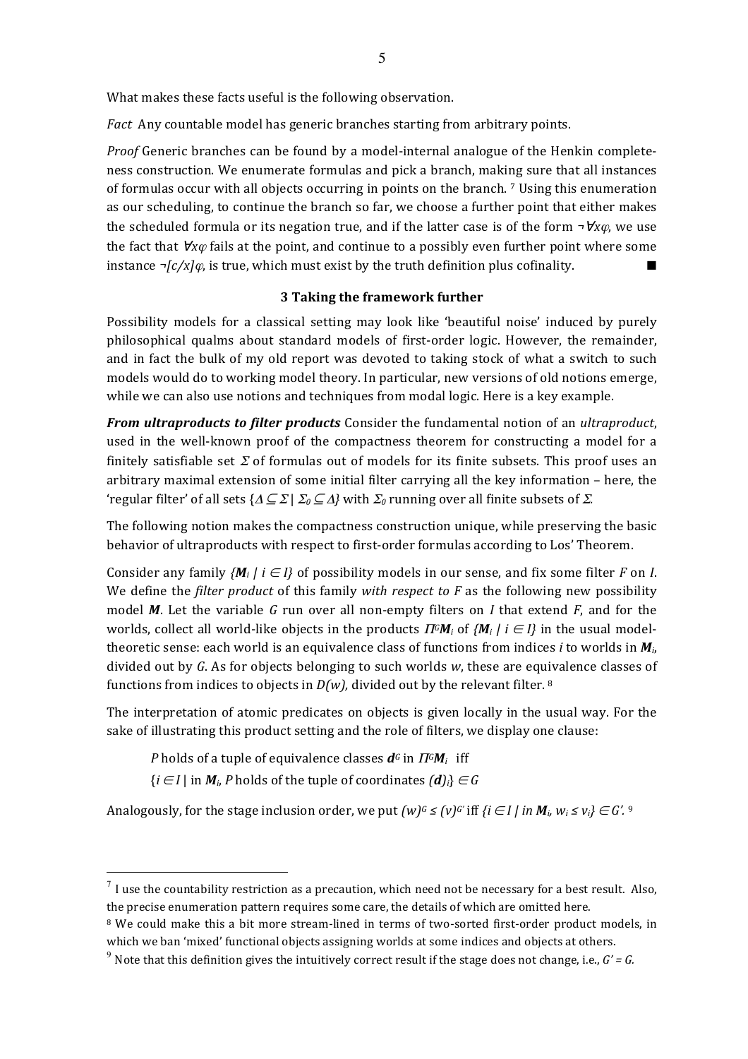What makes these facts useful is the following observation.

*Fact* Any countable model has generic branches starting from arbitrary points.

*Proof* Generic branches can be found by a model-internal analogue of the Henkin completeness construction. We enumerate formulas and pick a branch, making sure that all instances of formulas occur with all objects occurring in points on the branch. [7] Using this enumeration as our scheduling, to continue the branch so far, we choose a further point that either makes the scheduled formula or its negation true, and if the latter case is of the form $\neg\forall x\varphi$, we use the fact that $\forall x\varphi$ fails at the point, and continue to a possibly even further point where some instance $\neg[c/x]\varphi$, is true, which must exist by the truth definition plus cofinality. ■

## 3 Taking the framework further

Possibility models for a classical setting may look like 'beautiful noise' induced by purely philosophical qualms about standard models of first-order logic. However, the remainder, and in fact the bulk of my old report was devoted to taking stock of what a switch to such models would do to working model theory. In particular, new versions of old notions emerge, while we can also use notions and techniques from modal logic. Here is a key example.

***From ultraproducts to filter products*** Consider the fundamental notion of an *ultraproduct*, used in the well-known proof of the compactness theorem for constructing a model for a finitely satisfiable set $\Sigma$ of formulas out of models for its finite subsets. This proof uses an arbitrary maximal extension of some initial filter carrying all the key information – here, the 'regular filter' of all sets $\{\Delta \subseteq \Sigma \mid \Sigma_0 \subseteq \Delta\}$ with $\Sigma_0$ running over all finite subsets of $\Sigma$.

The following notion makes the compactness construction unique, while preserving the basic behavior of ultraproducts with respect to first-order formulas according to Los' Theorem.

Consider any family $\{\boldsymbol{M}_i \mid i \in I\}$ of possibility models in our sense, and fix some filter $F$ on $I$. We define the *filter product* of this family *with respect to F* as the following new possibility model $\boldsymbol{M}$. Let the variable $G$ run over all non-empty filters on $I$ that extend $F$, and for the worlds, collect all world-like objects in the products $\Pi^G\boldsymbol{M}_i$ of $\{\boldsymbol{M}_i \mid i \in I\}$ in the usual model-theoretic sense: each world is an equivalence class of functions from indices $i$ to worlds in $\boldsymbol{M}_i$, divided out by $G$. As for objects belonging to such worlds $w$, these are equivalence classes of functions from indices to objects in $D(w)$, divided out by the relevant filter. [8]

The interpretation of atomic predicates on objects is given locally in the usual way. For the sake of illustrating this product setting and the role of filters, we display one clause:

> $P$ holds of a tuple of equivalence classes $\boldsymbol{d}^G$ in $\Pi^G\boldsymbol{M}_i$ iff
> $\{i \in I \mid$ in $\boldsymbol{M}_i$, $P$ holds of the tuple of coordinates $(\boldsymbol{d})_i\} \in G$

Analogously, for the stage inclusion order, we put $(w)^G \leq (v)^{G'}$ iff $\{i \in I \mid in\ \boldsymbol{M}_i,\ w_i \leq v_i\} \in G'$. [9]

---

[7] I use the countability restriction as a precaution, which need not be necessary for a best result. Also, the precise enumeration pattern requires some care, the details of which are omitted here.

[8] We could make this a bit more stream-lined in terms of two-sorted first-order product models, in which we ban 'mixed' functional objects assigning worlds at some indices and objects at others.

[9] Note that this definition gives the intuitively correct result if the stage does not change, i.e., $G' = G$.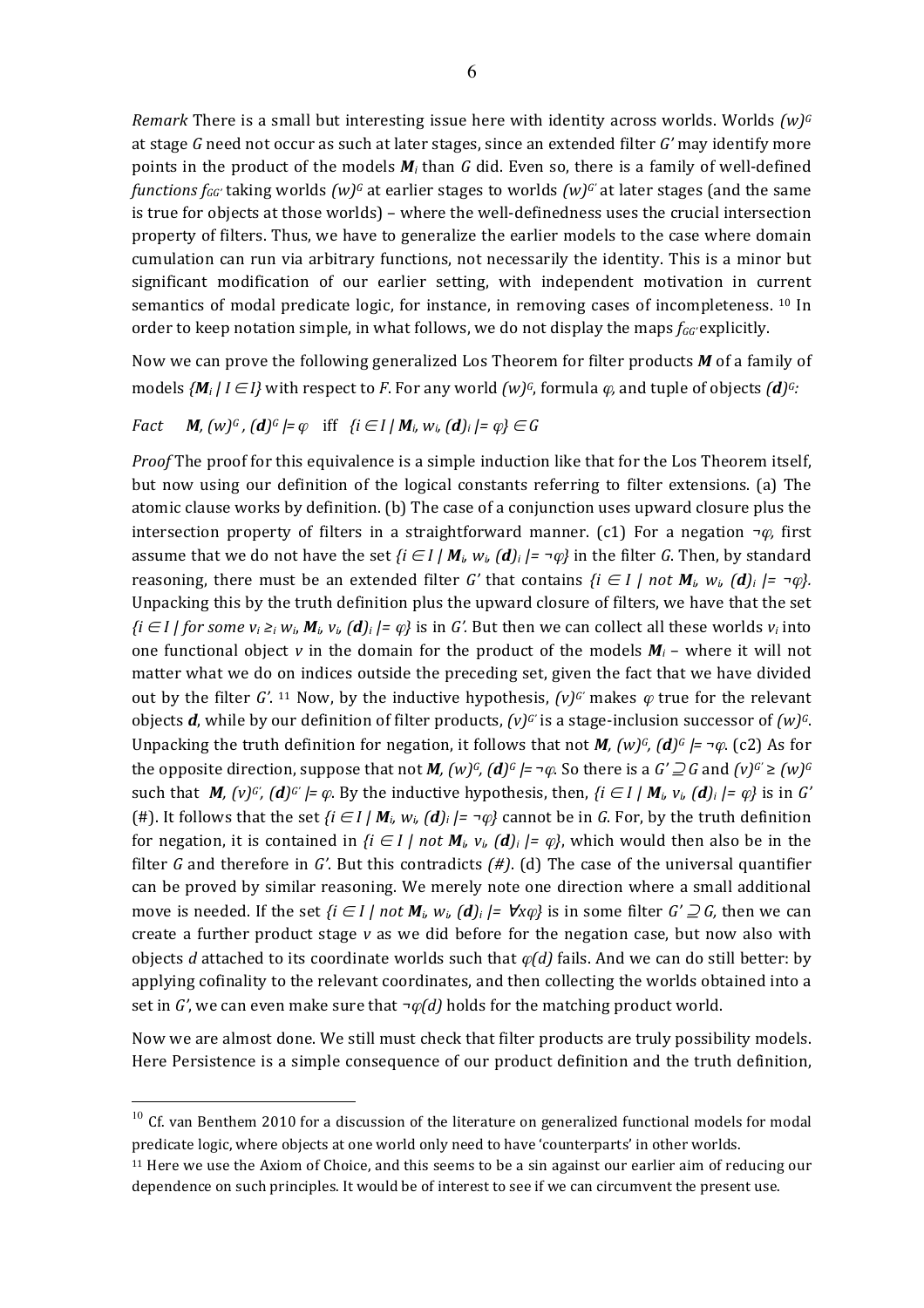*Remark* There is a small but interesting issue here with identity across worlds. Worlds $(w)^G$ at stage $G$ need not occur as such at later stages, since an extended filter $G'$ may identify more points in the product of the models $\boldsymbol{M}_i$ than $G$ did. Even so, there is a family of well-defined *functions* $f_{GG'}$ taking worlds $(w)^G$ at earlier stages to worlds $(w)^{G'}$ at later stages (and the same is true for objects at those worlds) – where the well-definedness uses the crucial intersection property of filters. Thus, we have to generalize the earlier models to the case where domain cumulation can run via arbitrary functions, not necessarily the identity. This is a minor but significant modification of our earlier setting, with independent motivation in current semantics of modal predicate logic, for instance, in removing cases of incompleteness. [10] In order to keep notation simple, in what follows, we do not display the maps $f_{GG'}$ explicitly.

Now we can prove the following generalized Los Theorem for filter products $\boldsymbol{M}$ of a family of models $\{\boldsymbol{M}_i \mid I \in I\}$ with respect to $F$. For any world $(w)^G$, formula $\varphi$, and tuple of objects $(\boldsymbol{d})^G$:

*Fact* $\quad \boldsymbol{M}, (w)^G, (\boldsymbol{d})^G \models \varphi \quad$ iff $\quad \{i \in I \mid \boldsymbol{M}_i, w_i, (\boldsymbol{d})_i \models \varphi\} \in G$

*Proof* The proof for this equivalence is a simple induction like that for the Los Theorem itself, but now using our definition of the logical constants referring to filter extensions. (a) The atomic clause works by definition. (b) The case of a conjunction uses upward closure plus the intersection property of filters in a straightforward manner. (c1) For a negation $\neg\varphi$, first assume that we do not have the set $\{i \in I \mid \boldsymbol{M}_i, w_i, (\boldsymbol{d})_i \models \neg\varphi\}$ in the filter $G$. Then, by standard reasoning, there must be an extended filter $G'$ that contains $\{i \in I \mid \textit{not}\ \boldsymbol{M}_i, w_i, (\boldsymbol{d})_i \models \neg\varphi\}$. Unpacking this by the truth definition plus the upward closure of filters, we have that the set $\{i \in I \mid \textit{for some}\ v_i \geq_i w_i, \boldsymbol{M}_i, v_i, (\boldsymbol{d})_i \models \varphi\}$ is in $G'$. But then we can collect all these worlds $v_i$ into one functional object $v$ in the domain for the product of the models $\boldsymbol{M}_i$ – where it will not matter what we do on indices outside the preceding set, given the fact that we have divided out by the filter $G'$. [11] Now, by the inductive hypothesis, $(v)^{G'}$ makes $\varphi$ true for the relevant objects $\boldsymbol{d}$, while by our definition of filter products, $(v)^{G'}$ is a stage-inclusion successor of $(w)^G$. Unpacking the truth definition for negation, it follows that not $\boldsymbol{M}, (w)^G, (\boldsymbol{d})^G \models \neg\varphi$. (c2) As for the opposite direction, suppose that not $\boldsymbol{M}, (w)^G, (\boldsymbol{d})^G \models \neg\varphi$. So there is a $G' \supseteq G$ and $(v)^{G'} \geq (w)^G$ such that $\boldsymbol{M}, (v)^{G'}, (\boldsymbol{d})^{G'} \models \varphi$. By the inductive hypothesis, then, $\{i \in I \mid \boldsymbol{M}_i, v_i, (\boldsymbol{d})_i \models \varphi\}$ is in $G'$ (#). It follows that the set $\{i \in I \mid \boldsymbol{M}_i, w_i, (\boldsymbol{d})_i \models \neg\varphi\}$ cannot be in $G$. For, by the truth definition for negation, it is contained in $\{i \in I \mid \textit{not}\ \boldsymbol{M}_i, v_i, (\boldsymbol{d})_i \models \varphi\}$, which would then also be in the filter $G$ and therefore in $G'$. But this contradicts *(#)*. (d) The case of the universal quantifier can be proved by similar reasoning. We merely note one direction where a small additional move is needed. If the set $\{i \in I \mid \textit{not}\ \boldsymbol{M}_i, w_i, (\boldsymbol{d})_i \models \forall x\varphi\}$ is in some filter $G' \supseteq G$, then we can create a further product stage $v$ as we did before for the negation case, but now also with objects $d$ attached to its coordinate worlds such that $\varphi(d)$ fails. And we can do still better: by applying cofinality to the relevant coordinates, and then collecting the worlds obtained into a set in $G'$, we can even make sure that $\neg\varphi(d)$ holds for the matching product world.

Now we are almost done. We still must check that filter products are truly possibility models. Here Persistence is a simple consequence of our product definition and the truth definition,

---

[10] Cf. van Benthem 2010 for a discussion of the literature on generalized functional models for modal predicate logic, where objects at one world only need to have 'counterparts' in other worlds.

[11] Here we use the Axiom of Choice, and this seems to be a sin against our earlier aim of reducing our dependence on such principles. It would be of interest to see if we can circumvent the present use.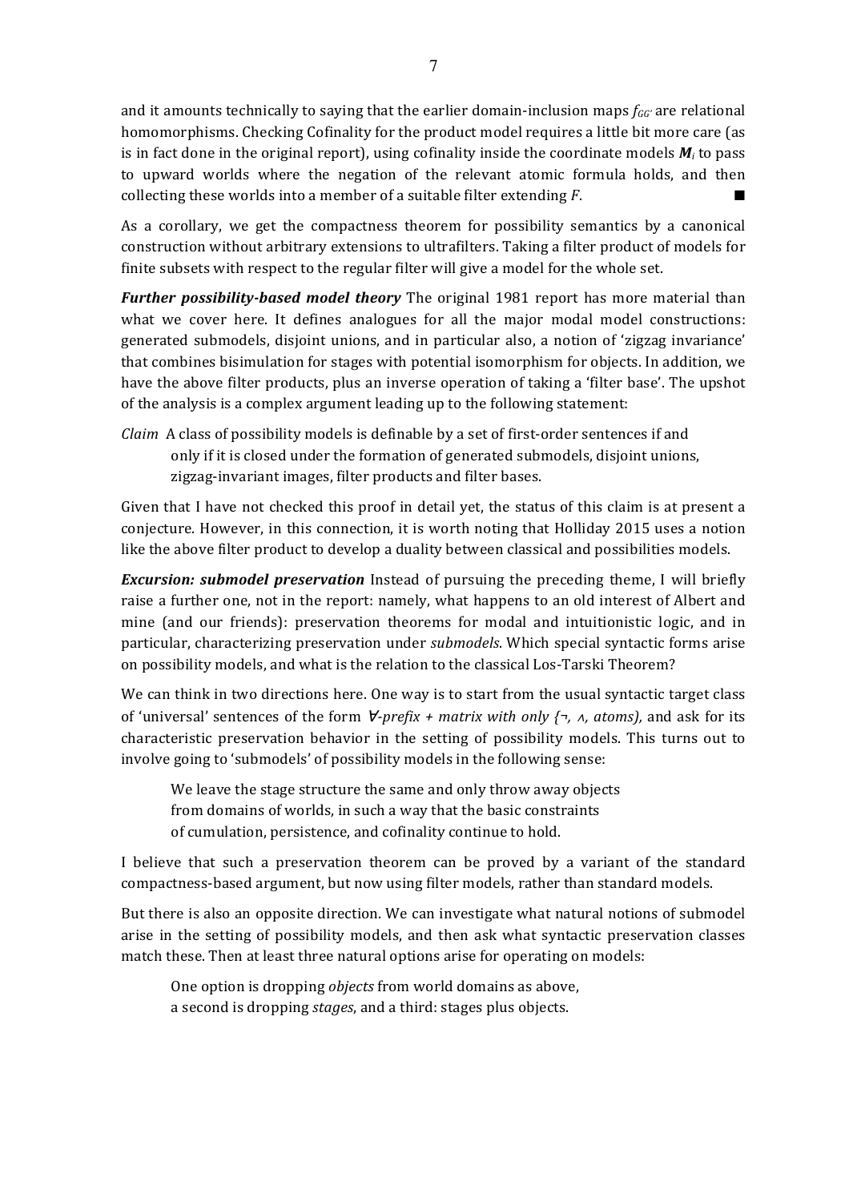and it amounts technically to saying that the earlier domain-inclusion maps $f_{GG'}$ are relational homomorphisms. Checking Cofinality for the product model requires a little bit more care (as is in fact done in the original report), using cofinality inside the coordinate models $\boldsymbol{M}_i$ to pass to upward worlds where the negation of the relevant atomic formula holds, and then collecting these worlds into a member of a suitable filter extending $F$. ■

As a corollary, we get the compactness theorem for possibility semantics by a canonical construction without arbitrary extensions to ultrafilters. Taking a filter product of models for finite subsets with respect to the regular filter will give a model for the whole set.

***Further possibility-based model theory*** The original 1981 report has more material than what we cover here. It defines analogues for all the major modal model constructions: generated submodels, disjoint unions, and in particular also, a notion of 'zigzag invariance' that combines bisimulation for stages with potential isomorphism for objects. In addition, we have the above filter products, plus an inverse operation of taking a 'filter base'. The upshot of the analysis is a complex argument leading up to the following statement:

*Claim* A class of possibility models is definable by a set of first-order sentences if and only if it is closed under the formation of generated submodels, disjoint unions, zigzag-invariant images, filter products and filter bases.

Given that I have not checked this proof in detail yet, the status of this claim is at present a conjecture. However, in this connection, it is worth noting that Holliday 2015 uses a notion like the above filter product to develop a duality between classical and possibilities models.

***Excursion: submodel preservation*** Instead of pursuing the preceding theme, I will briefly raise a further one, not in the report: namely, what happens to an old interest of Albert and mine (and our friends): preservation theorems for modal and intuitionistic logic, and in particular, characterizing preservation under *submodels*. Which special syntactic forms arise on possibility models, and what is the relation to the classical Los-Tarski Theorem?

We can think in two directions here. One way is to start from the usual syntactic target class of 'universal' sentences of the form *∀-prefix + matrix with only {¬, ∧, atoms),* and ask for its characteristic preservation behavior in the setting of possibility models. This turns out to involve going to 'submodels' of possibility models in the following sense:

> We leave the stage structure the same and only throw away objects
> from domains of worlds, in such a way that the basic constraints
> of cumulation, persistence, and cofinality continue to hold.

I believe that such a preservation theorem can be proved by a variant of the standard compactness-based argument, but now using filter models, rather than standard models.

But there is also an opposite direction. We can investigate what natural notions of submodel arise in the setting of possibility models, and then ask what syntactic preservation classes match these. Then at least three natural options arise for operating on models:

> One option is dropping *objects* from world domains as above,
> a second is dropping *stages*, and a third: stages plus objects.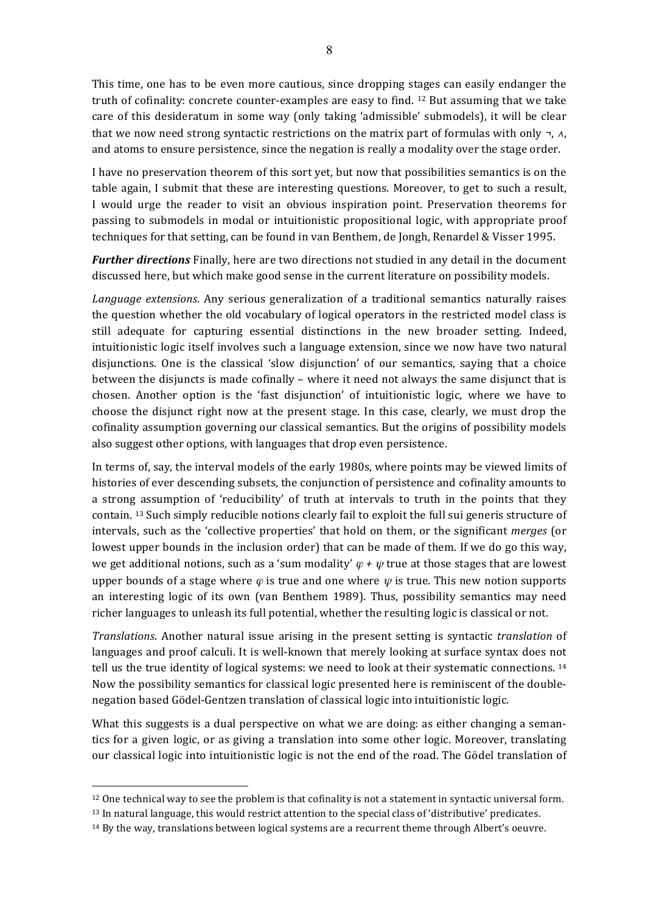This time, one has to be even more cautious, since dropping stages can easily endanger the truth of cofinality: concrete counter-examples are easy to find. [12] But assuming that we take care of this desideratum in some way (only taking 'admissible' submodels), it will be clear that we now need strong syntactic restrictions on the matrix part of formulas with only $\neg$, $\wedge$, and atoms to ensure persistence, since the negation is really a modality over the stage order.

I have no preservation theorem of this sort yet, but now that possibilities semantics is on the table again, I submit that these are interesting questions. Moreover, to get to such a result, I would urge the reader to visit an obvious inspiration point. Preservation theorems for passing to submodels in modal or intuitionistic propositional logic, with appropriate proof techniques for that setting, can be found in van Benthem, de Jongh, Renardel & Visser 1995.

***Further directions*** Finally, here are two directions not studied in any detail in the document discussed here, but which make good sense in the current literature on possibility models.

*Language extensions*. Any serious generalization of a traditional semantics naturally raises the question whether the old vocabulary of logical operators in the restricted model class is still adequate for capturing essential distinctions in the new broader setting. Indeed, intuitionistic logic itself involves such a language extension, since we now have two natural disjunctions. One is the classical 'slow disjunction' of our semantics, saying that a choice between the disjuncts is made cofinally – where it need not always the same disjunct that is chosen. Another option is the 'fast disjunction' of intuitionistic logic, where we have to choose the disjunct right now at the present stage. In this case, clearly, we must drop the cofinality assumption governing our classical semantics. But the origins of possibility models also suggest other options, with languages that drop even persistence.

In terms of, say, the interval models of the early 1980s, where points may be viewed limits of histories of ever descending subsets, the conjunction of persistence and cofinality amounts to a strong assumption of 'reducibility' of truth at intervals to truth in the points that they contain. [13] Such simply reducible notions clearly fail to exploit the full sui generis structure of intervals, such as the 'collective properties' that hold on them, or the significant *merges* (or lowest upper bounds in the inclusion order) that can be made of them. If we do go this way, we get additional notions, such as a 'sum modality' $\varphi + \psi$ true at those stages that are lowest upper bounds of a stage where $\varphi$ is true and one where $\psi$ is true. This new notion supports an interesting logic of its own (van Benthem 1989). Thus, possibility semantics may need richer languages to unleash its full potential, whether the resulting logic is classical or not.

*Translations*. Another natural issue arising in the present setting is syntactic *translation* of languages and proof calculi. It is well-known that merely looking at surface syntax does not tell us the true identity of logical systems: we need to look at their systematic connections. [14] Now the possibility semantics for classical logic presented here is reminiscent of the double-negation based Gödel-Gentzen translation of classical logic into intuitionistic logic.

What this suggests is a dual perspective on what we are doing: as either changing a semantics for a given logic, or as giving a translation into some other logic. Moreover, translating our classical logic into intuitionistic logic is not the end of the road. The Gödel translation of

---

[12] One technical way to see the problem is that cofinality is not a statement in syntactic universal form.

[13] In natural language, this would restrict attention to the special class of 'distributive' predicates.

[14] By the way, translations between logical systems are a recurrent theme through Albert's oeuvre.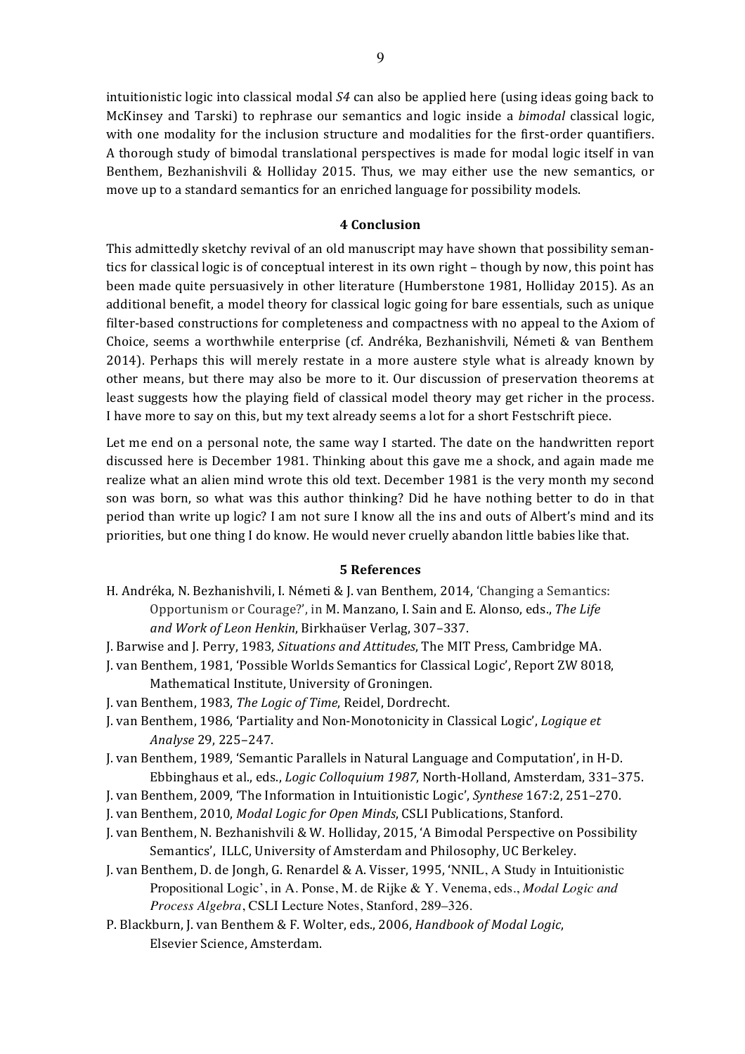intuitionistic logic into classical modal *S4* can also be applied here (using ideas going back to McKinsey and Tarski) to rephrase our semantics and logic inside a *bimodal* classical logic, with one modality for the inclusion structure and modalities for the first-order quantifiers. A thorough study of bimodal translational perspectives is made for modal logic itself in van Benthem, Bezhanishvili & Holliday 2015. Thus, we may either use the new semantics, or move up to a standard semantics for an enriched language for possibility models.

## 4 Conclusion

This admittedly sketchy revival of an old manuscript may have shown that possibility semantics for classical logic is of conceptual interest in its own right – though by now, this point has been made quite persuasively in other literature (Humberstone 1981, Holliday 2015). As an additional benefit, a model theory for classical logic going for bare essentials, such as unique filter-based constructions for completeness and compactness with no appeal to the Axiom of Choice, seems a worthwhile enterprise (cf. Andréka, Bezhanishvili, Németi & van Benthem 2014). Perhaps this will merely restate in a more austere style what is already known by other means, but there may also be more to it. Our discussion of preservation theorems at least suggests how the playing field of classical model theory may get richer in the process. I have more to say on this, but my text already seems a lot for a short Festschrift piece.

Let me end on a personal note, the same way I started. The date on the handwritten report discussed here is December 1981. Thinking about this gave me a shock, and again made me realize what an alien mind wrote this old text. December 1981 is the very month my second son was born, so what was this author thinking? Did he have nothing better to do in that period than write up logic? I am not sure I know all the ins and outs of Albert's mind and its priorities, but one thing I do know. He would never cruelly abandon little babies like that.

## 5 References

H. Andréka, N. Bezhanishvili, I. Németi & J. van Benthem, 2014, 'Changing a Semantics: Opportunism or Courage?', in M. Manzano, I. Sain and E. Alonso, eds., *The Life and Work of Leon Henkin*, Birkhaüser Verlag, 307–337.

J. Barwise and J. Perry, 1983, *Situations and Attitudes*, The MIT Press, Cambridge MA.

J. van Benthem, 1981, 'Possible Worlds Semantics for Classical Logic', Report ZW 8018, Mathematical Institute, University of Groningen.

J. van Benthem, 1983, *The Logic of Time*, Reidel, Dordrecht.

J. van Benthem, 1986, 'Partiality and Non-Monotonicity in Classical Logic', *Logique et Analyse* 29, 225–247.

J. van Benthem, 1989, 'Semantic Parallels in Natural Language and Computation', in H-D. Ebbinghaus et al., eds., *Logic Colloquium 1987*, North-Holland, Amsterdam, 331–375.

J. van Benthem, 2009, 'The Information in Intuitionistic Logic', *Synthese* 167:2, 251–270.

J. van Benthem, 2010, *Modal Logic for Open Minds*, CSLI Publications, Stanford.

J. van Benthem, N. Bezhanishvili & W. Holliday, 2015, 'A Bimodal Perspective on Possibility Semantics', ILLC, University of Amsterdam and Philosophy, UC Berkeley.

J. van Benthem, D. de Jongh, G. Renardel & A. Visser, 1995, 'NNIL, A Study in Intuitionistic Propositional Logic', in A. Ponse, M. de Rijke & Y. Venema, eds., *Modal Logic and Process Algebra*, CSLI Lecture Notes, Stanford, 289–326.

P. Blackburn, J. van Benthem & F. Wolter, eds., 2006, *Handbook of Modal Logic*, Elsevier Science, Amsterdam.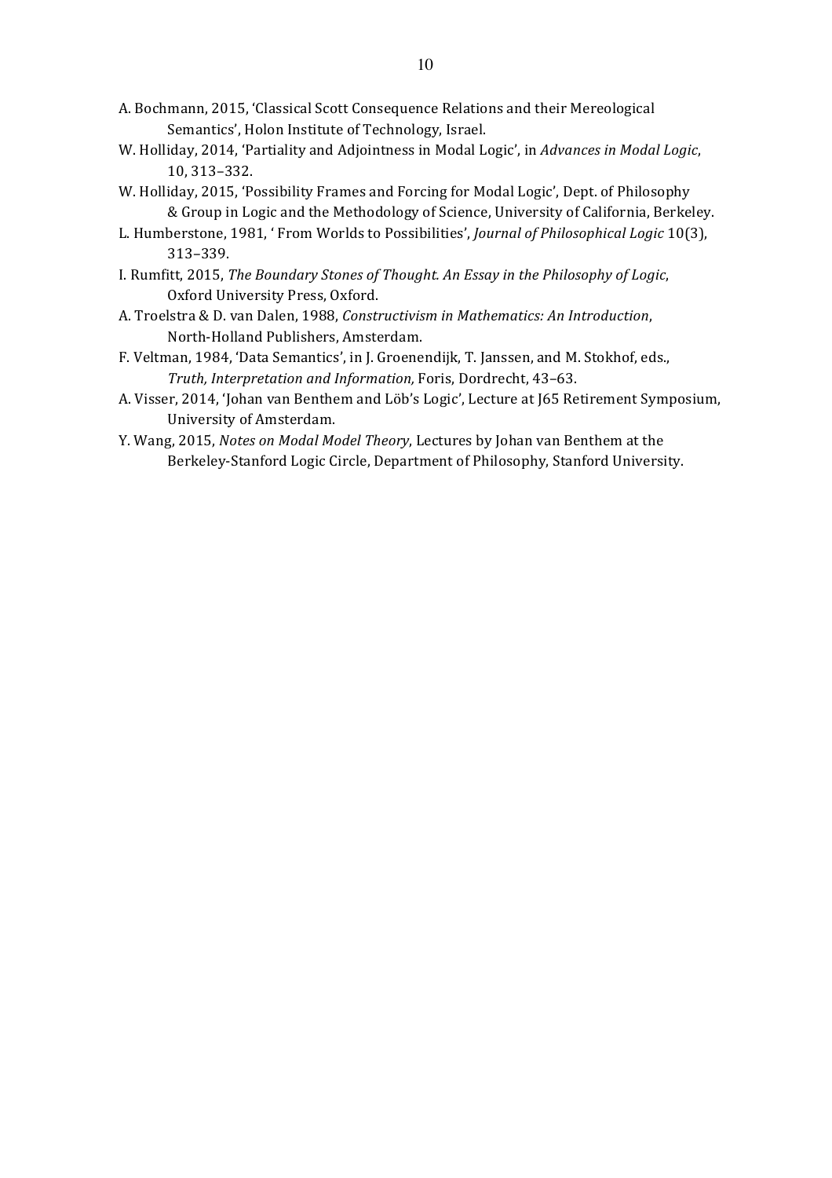A. Bochmann, 2015, 'Classical Scott Consequence Relations and their Mereological Semantics', Holon Institute of Technology, Israel.

W. Holliday, 2014, 'Partiality and Adjointness in Modal Logic', in *Advances in Modal Logic*, 10, 313–332.

W. Holliday, 2015, 'Possibility Frames and Forcing for Modal Logic', Dept. of Philosophy & Group in Logic and the Methodology of Science, University of California, Berkeley.

L. Humberstone, 1981, ' From Worlds to Possibilities', *Journal of Philosophical Logic* 10(3), 313–339.

I. Rumfitt, 2015, *The Boundary Stones of Thought. An Essay in the Philosophy of Logic*, Oxford University Press, Oxford.

A. Troelstra & D. van Dalen, 1988, *Constructivism in Mathematics: An Introduction*, North-Holland Publishers, Amsterdam.

F. Veltman, 1984, 'Data Semantics', in J. Groenendijk, T. Janssen, and M. Stokhof, eds., *Truth, Interpretation and Information,* Foris, Dordrecht, 43–63.

A. Visser, 2014, 'Johan van Benthem and Löb's Logic', Lecture at J65 Retirement Symposium, University of Amsterdam.

Y. Wang, 2015, *Notes on Modal Model Theory*, Lectures by Johan van Benthem at the Berkeley-Stanford Logic Circle, Department of Philosophy, Stanford University.